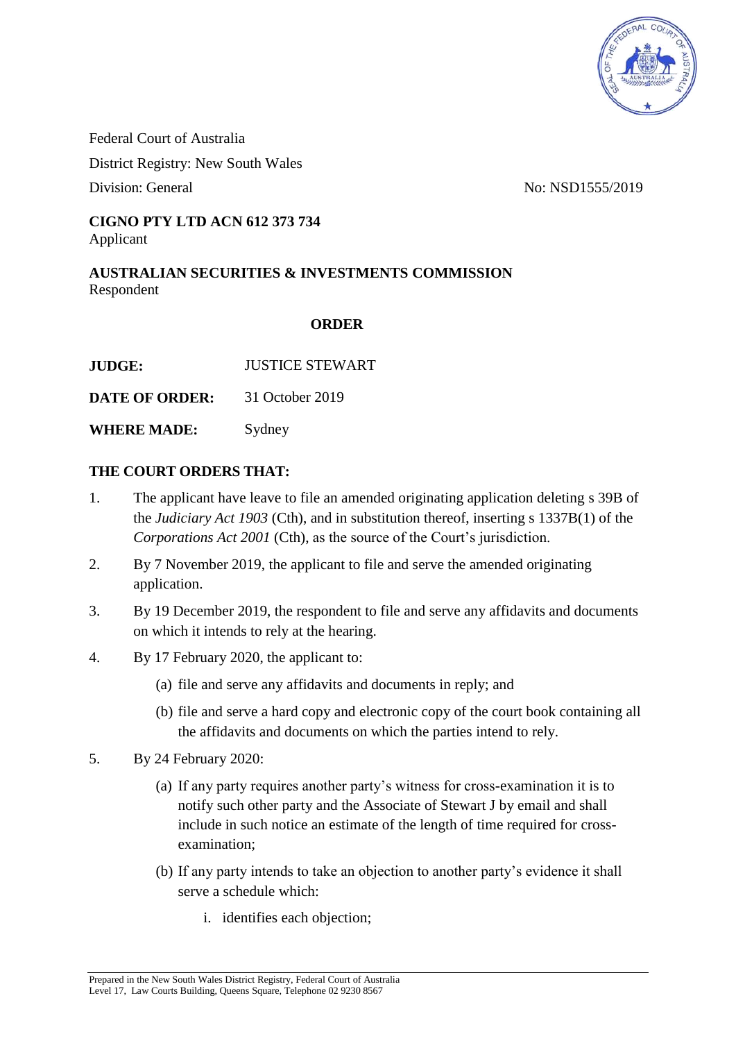Federal Court of Australia

District Registry: New South Wales

Division: General

No: NSD1555/2019

**CIGNO PTY LTD ACN 612 373 734**
Applicant

**AUSTRALIAN SECURITIES & INVESTMENTS COMMISSION**
Respondent

## ORDER

**JUDGE:** JUSTICE STEWART

**DATE OF ORDER:** 31 October 2019

**WHERE MADE:** Sydney

**THE COURT ORDERS THAT:**

1. The applicant have leave to file an amended originating application deleting s 39B of the *Judiciary Act 1903* (Cth), and in substitution thereof, inserting s 1337B(1) of the *Corporations Act 2001* (Cth), as the source of the Court's jurisdiction.
2. By 7 November 2019, the applicant to file and serve the amended originating application.
3. By 19 December 2019, the respondent to file and serve any affidavits and documents on which it intends to rely at the hearing.
4. By 17 February 2020, the applicant to:
   - (a) file and serve any affidavits and documents in reply; and
   - (b) file and serve a hard copy and electronic copy of the court book containing all the affidavits and documents on which the parties intend to rely.
5. By 24 February 2020:
   - (a) If any party requires another party's witness for cross-examination it is to notify such other party and the Associate of Stewart J by email and shall include in such notice an estimate of the length of time required for cross-examination;
   - (b) If any party intends to take an objection to another party's evidence it shall serve a schedule which:
     - i. identifies each objection;

Prepared in the New South Wales District Registry, Federal Court of Australia
Level 17, Law Courts Building, Queens Square, Telephone 02 9230 8567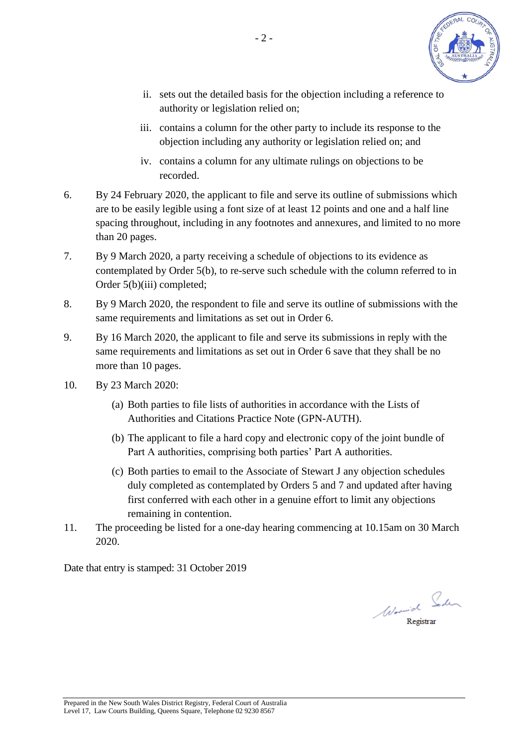ii. sets out the detailed basis for the objection including a reference to authority or legislation relied on;

iii. contains a column for the other party to include its response to the objection including any authority or legislation relied on; and

iv. contains a column for any ultimate rulings on objections to be recorded.

6. By 24 February 2020, the applicant to file and serve its outline of submissions which are to be easily legible using a font size of at least 12 points and one and a half line spacing throughout, including in any footnotes and annexures, and limited to no more than 20 pages.

7. By 9 March 2020, a party receiving a schedule of objections to its evidence as contemplated by Order 5(b), to re-serve such schedule with the column referred to in Order 5(b)(iii) completed;

8. By 9 March 2020, the respondent to file and serve its outline of submissions with the same requirements and limitations as set out in Order 6.

9. By 16 March 2020, the applicant to file and serve its submissions in reply with the same requirements and limitations as set out in Order 6 save that they shall be no more than 10 pages.

10. By 23 March 2020:

    (a) Both parties to file lists of authorities in accordance with the Lists of Authorities and Citations Practice Note (GPN-AUTH).

    (b) The applicant to file a hard copy and electronic copy of the joint bundle of Part A authorities, comprising both parties' Part A authorities.

    (c) Both parties to email to the Associate of Stewart J any objection schedules duly completed as contemplated by Orders 5 and 7 and updated after having first conferred with each other in a genuine effort to limit any objections remaining in contention.

11. The proceeding be listed for a one-day hearing commencing at 10.15am on 30 March 2020.

Date that entry is stamped: 31 October 2019

Registrar

Prepared in the New South Wales District Registry, Federal Court of Australia
Level 17, Law Courts Building, Queens Square, Telephone 02 9230 8567